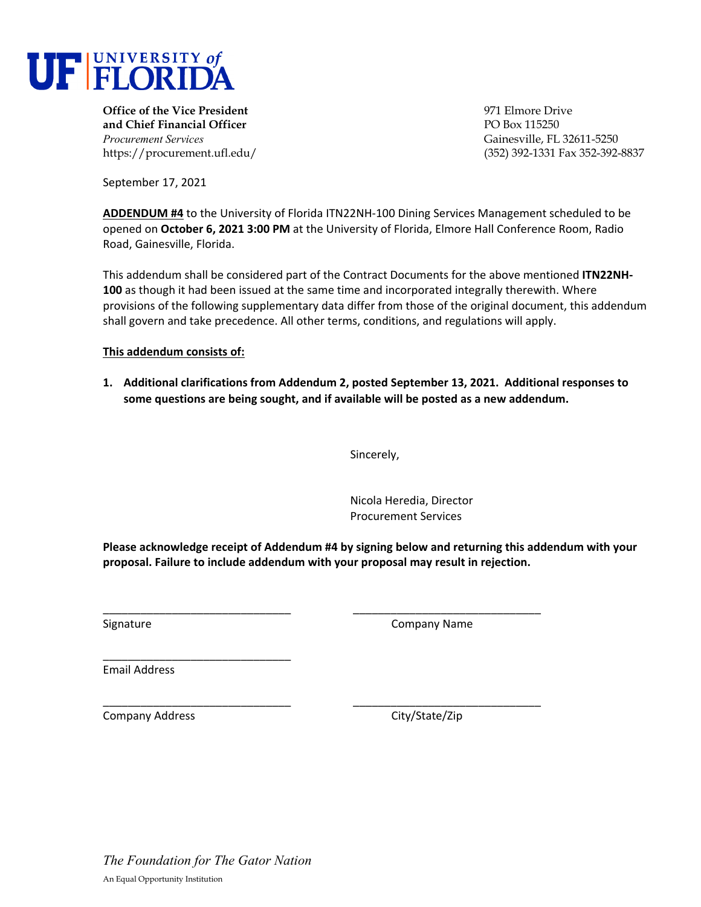# UF UNIVERSITY of FLORIDA

**Office of the Vice President and Chief Financial Officer**
*Procurement Services*
https://procurement.ufl.edu/

971 Elmore Drive
PO Box 115250
Gainesville, FL 32611-5250
(352) 392-1331 Fax 352-392-8837

September 17, 2021

**ADDENDUM #4** to the University of Florida ITN22NH-100 Dining Services Management scheduled to be opened on **October 6, 2021 3:00 PM** at the University of Florida, Elmore Hall Conference Room, Radio Road, Gainesville, Florida.

This addendum shall be considered part of the Contract Documents for the above mentioned **ITN22NH-100** as though it had been issued at the same time and incorporated integrally therewith. Where provisions of the following supplementary data differ from those of the original document, this addendum shall govern and take precedence. All other terms, conditions, and regulations will apply.

**This addendum consists of:**

1. **Additional clarifications from Addendum 2, posted September 13, 2021. Additional responses to some questions are being sought, and if available will be posted as a new addendum.**

Sincerely,

Nicola Heredia, Director
Procurement Services

**Please acknowledge receipt of Addendum #4 by signing below and returning this addendum with your proposal. Failure to include addendum with your proposal may result in rejection.**

______________________________ ______________________________
Signature Company Name

______________________________
Email Address

______________________________ ______________________________
Company Address City/State/Zip

*The Foundation for The Gator Nation*

An Equal Opportunity Institution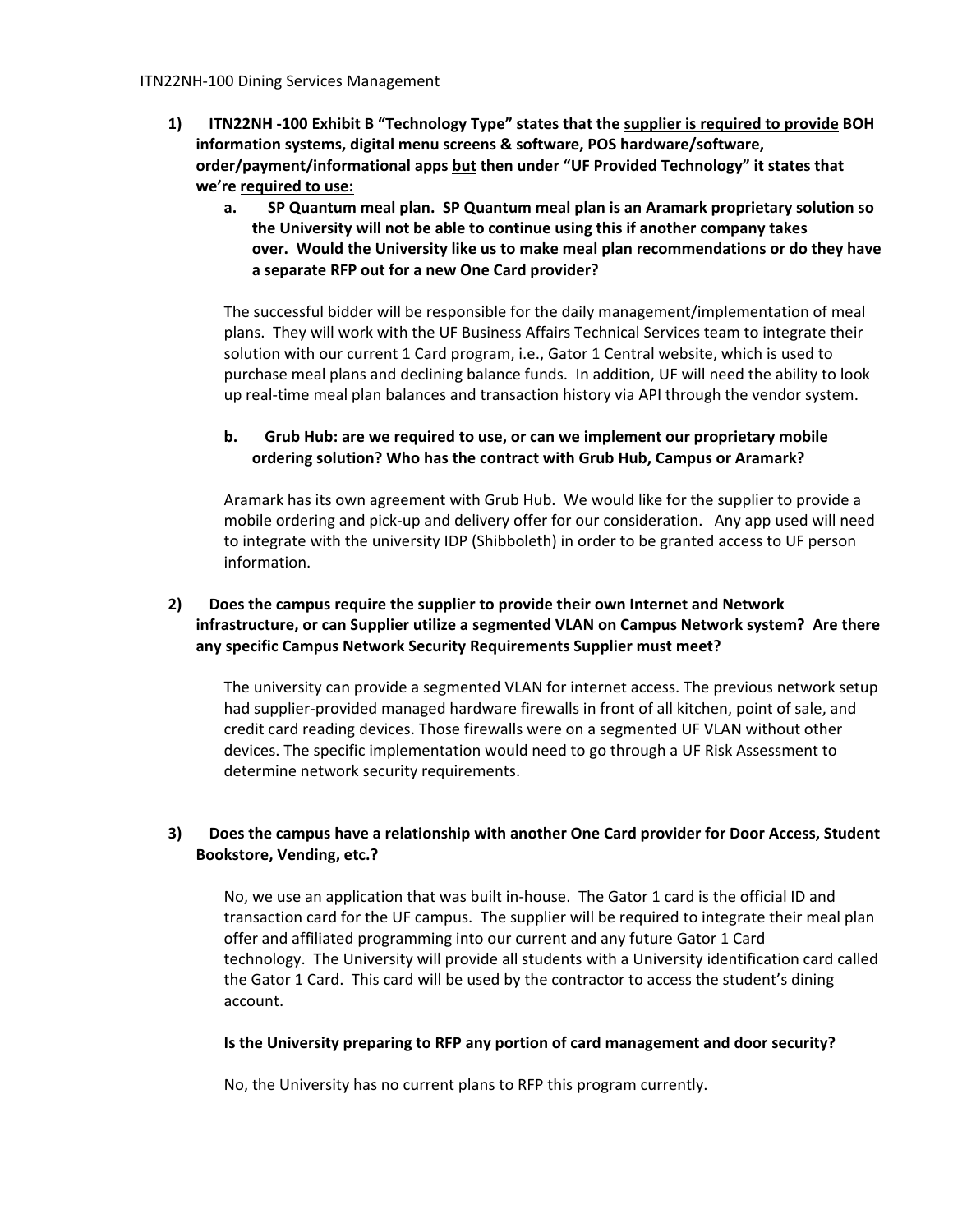ITN22NH-100 Dining Services Management

1) **ITN22NH -100 Exhibit B "Technology Type" states that the <u>supplier is required to provide</u> BOH information systems, digital menu screens & software, POS hardware/software, order/payment/informational apps <u>but</u> then under "UF Provided Technology" it states that we're <u>required to use:</u>**

   a. **SP Quantum meal plan. SP Quantum meal plan is an Aramark proprietary solution so the University will not be able to continue using this if another company takes over. Would the University like us to make meal plan recommendations or do they have a separate RFP out for a new One Card provider?**

   The successful bidder will be responsible for the daily management/implementation of meal plans. They will work with the UF Business Affairs Technical Services team to integrate their solution with our current 1 Card program, i.e., Gator 1 Central website, which is used to purchase meal plans and declining balance funds. In addition, UF will need the ability to look up real-time meal plan balances and transaction history via API through the vendor system.

   b. **Grub Hub: are we required to use, or can we implement our proprietary mobile ordering solution? Who has the contract with Grub Hub, Campus or Aramark?**

   Aramark has its own agreement with Grub Hub. We would like for the supplier to provide a mobile ordering and pick-up and delivery offer for our consideration. Any app used will need to integrate with the university IDP (Shibboleth) in order to be granted access to UF person information.

2) **Does the campus require the supplier to provide their own Internet and Network infrastructure, or can Supplier utilize a segmented VLAN on Campus Network system? Are there any specific Campus Network Security Requirements Supplier must meet?**

   The university can provide a segmented VLAN for internet access. The previous network setup had supplier-provided managed hardware firewalls in front of all kitchen, point of sale, and credit card reading devices. Those firewalls were on a segmented UF VLAN without other devices. The specific implementation would need to go through a UF Risk Assessment to determine network security requirements.

3) **Does the campus have a relationship with another One Card provider for Door Access, Student Bookstore, Vending, etc.?**

   No, we use an application that was built in-house. The Gator 1 card is the official ID and transaction card for the UF campus. The supplier will be required to integrate their meal plan offer and affiliated programming into our current and any future Gator 1 Card technology. The University will provide all students with a University identification card called the Gator 1 Card. This card will be used by the contractor to access the student's dining account.

   **Is the University preparing to RFP any portion of card management and door security?**

   No, the University has no current plans to RFP this program currently.